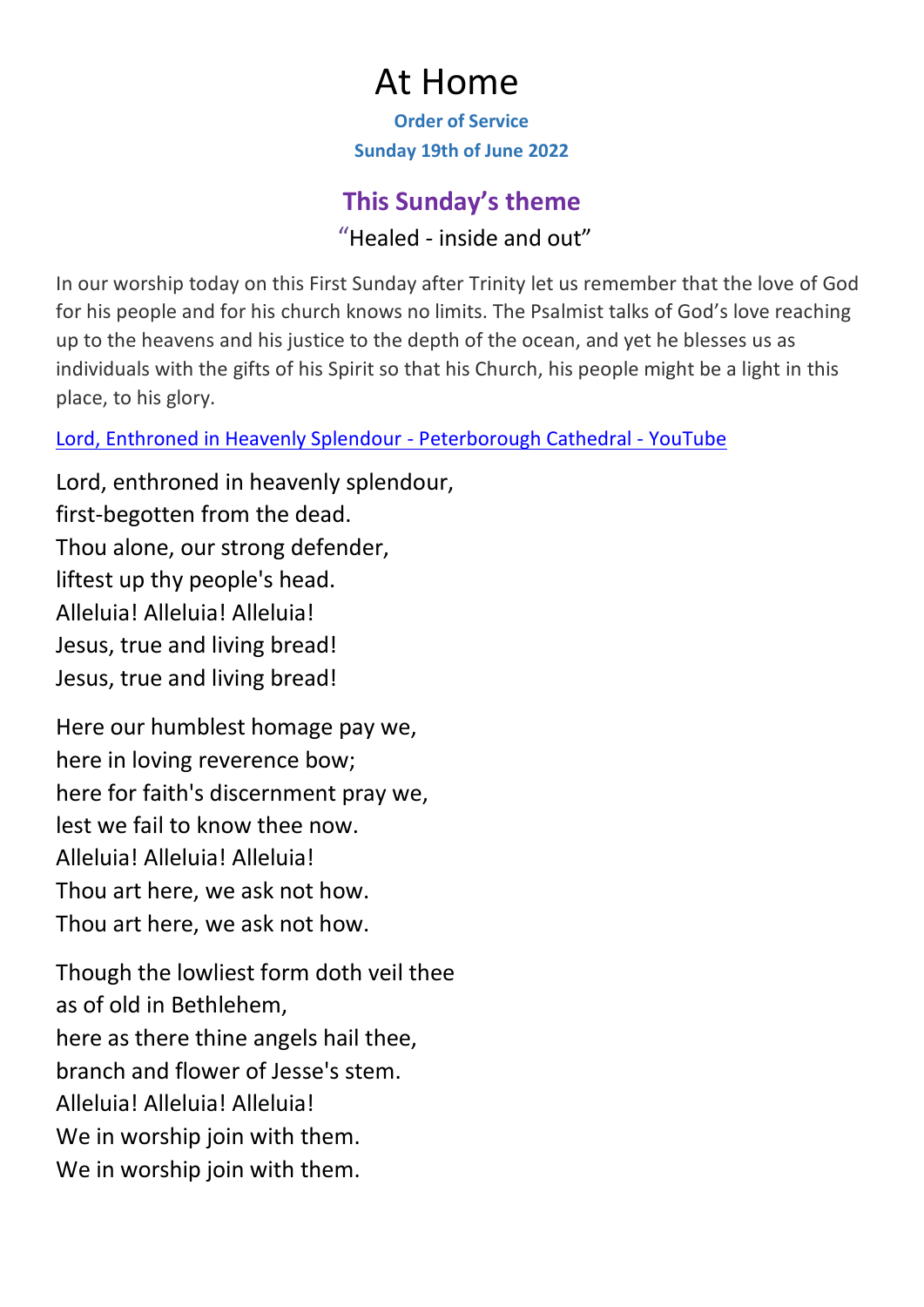# At Home

**Order of Service**

**Sunday 19th of June 2022**

## This Sunday's theme

"Healed - inside and out"

In our worship today on this First Sunday after Trinity let us remember that the love of God for his people and for his church knows no limits. The Psalmist talks of God's love reaching up to the heavens and his justice to the depth of the ocean, and yet he blesses us as individuals with the gifts of his Spirit so that his Church, his people might be a light in this place, to his glory.

Lord, Enthroned in Heavenly Splendour - Peterborough Cathedral - YouTube

Lord, enthroned in heavenly splendour,
first-begotten from the dead.
Thou alone, our strong defender,
liftest up thy people's head.
Alleluia! Alleluia! Alleluia!
Jesus, true and living bread!
Jesus, true and living bread!

Here our humblest homage pay we,
here in loving reverence bow;
here for faith's discernment pray we,
lest we fail to know thee now.
Alleluia! Alleluia! Alleluia!
Thou art here, we ask not how.
Thou art here, we ask not how.

Though the lowliest form doth veil thee
as of old in Bethlehem,
here as there thine angels hail thee,
branch and flower of Jesse's stem.
Alleluia! Alleluia! Alleluia!
We in worship join with them.
We in worship join with them.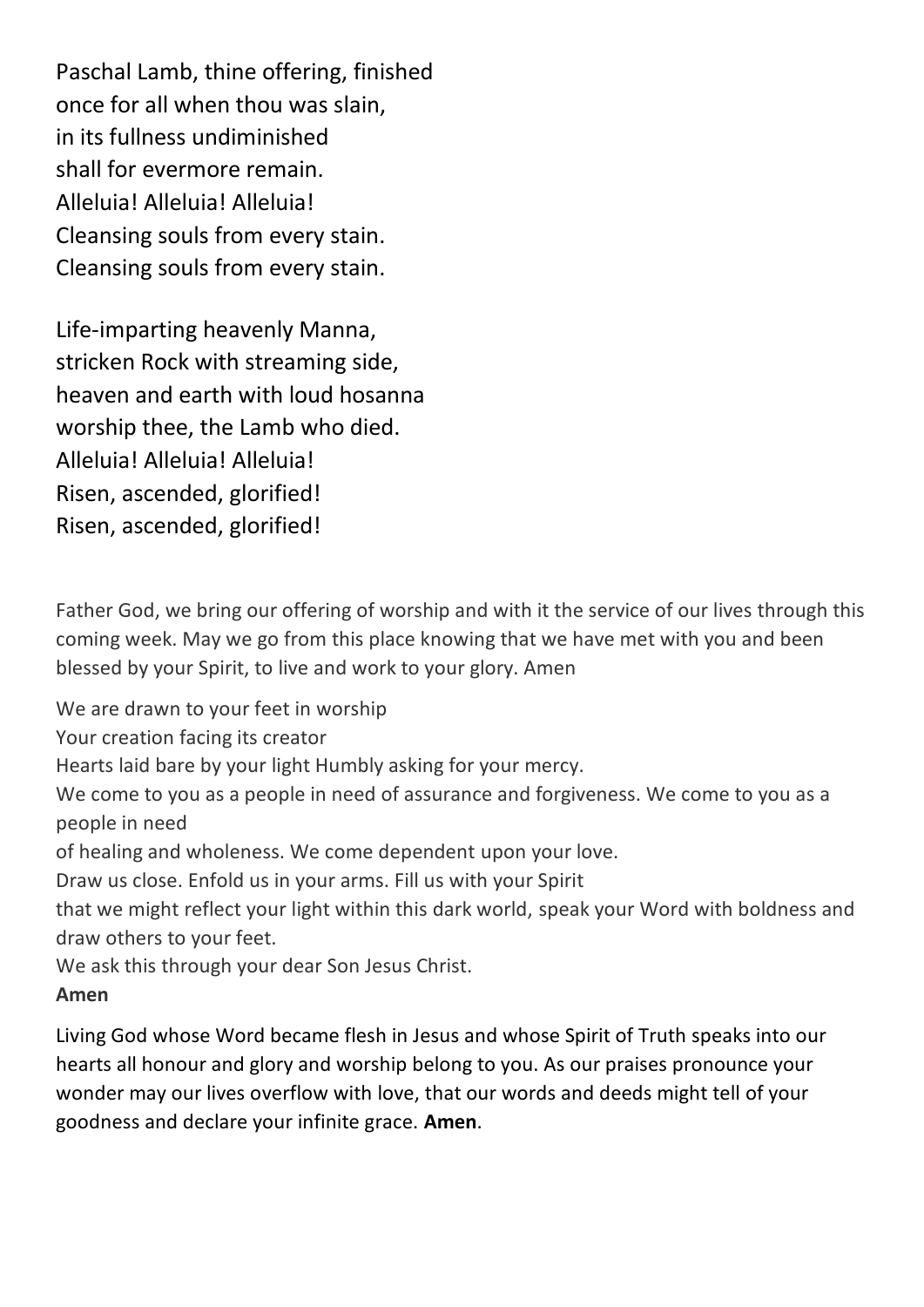Paschal Lamb, thine offering, finished
once for all when thou was slain,
in its fullness undiminished
shall for evermore remain.
Alleluia! Alleluia! Alleluia!
Cleansing souls from every stain.
Cleansing souls from every stain.

Life-imparting heavenly Manna,
stricken Rock with streaming side,
heaven and earth with loud hosanna
worship thee, the Lamb who died.
Alleluia! Alleluia! Alleluia!
Risen, ascended, glorified!
Risen, ascended, glorified!

Father God, we bring our offering of worship and with it the service of our lives through this coming week. May we go from this place knowing that we have met with you and been blessed by your Spirit, to live and work to your glory. Amen

We are drawn to your feet in worship
Your creation facing its creator
Hearts laid bare by your light Humbly asking for your mercy.
We come to you as a people in need of assurance and forgiveness. We come to you as a people in need
of healing and wholeness. We come dependent upon your love.
Draw us close. Enfold us in your arms. Fill us with your Spirit
that we might reflect your light within this dark world, speak your Word with boldness and draw others to your feet.
We ask this through your dear Son Jesus Christ.
**Amen**

Living God whose Word became flesh in Jesus and whose Spirit of Truth speaks into our hearts all honour and glory and worship belong to you. As our praises pronounce your wonder may our lives overflow with love, that our words and deeds might tell of your goodness and declare your infinite grace. **Amen**.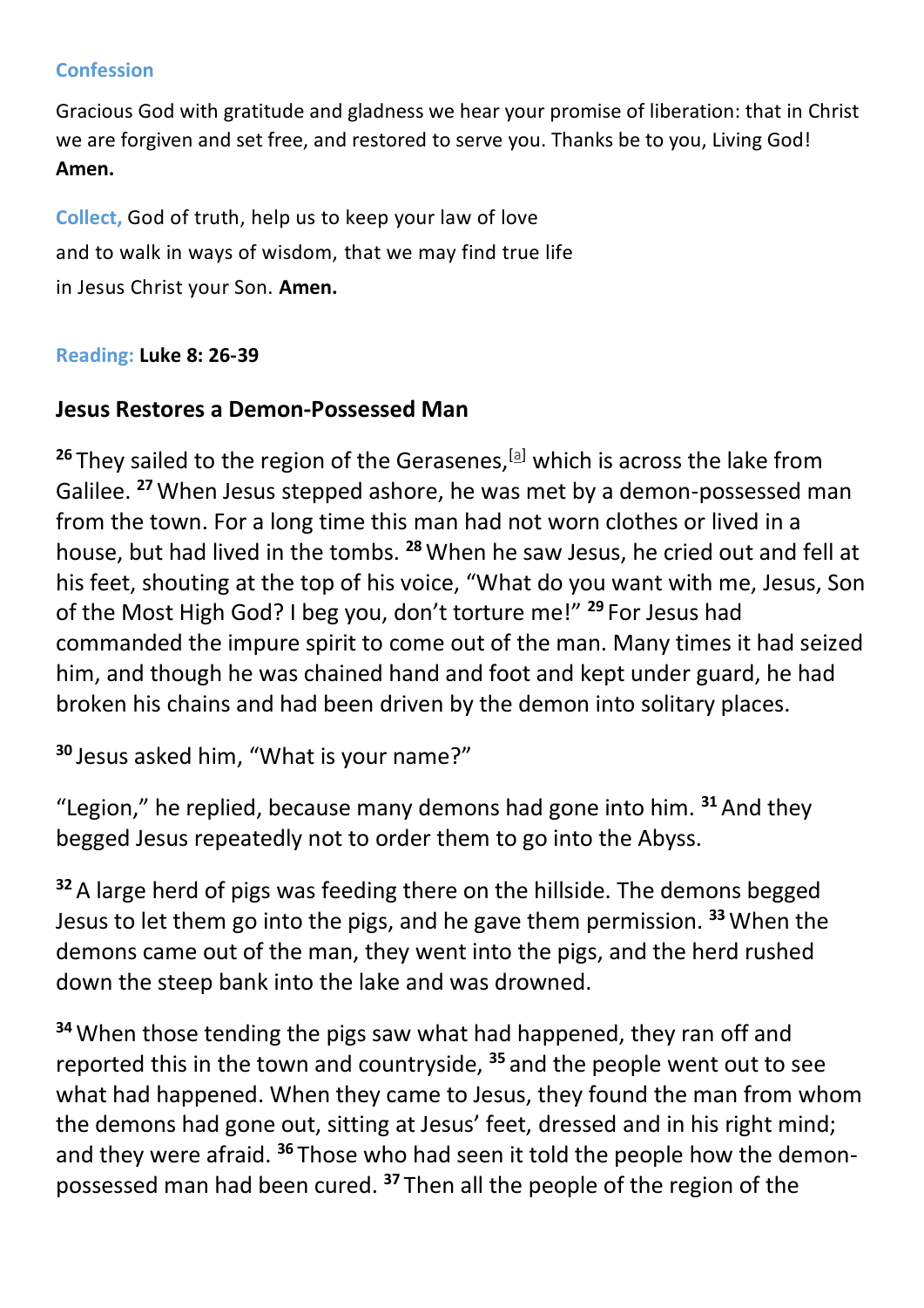**Confession**

Gracious God with gratitude and gladness we hear your promise of liberation: that in Christ we are forgiven and set free, and restored to serve you. Thanks be to you, Living God! **Amen.**

**Collect,** God of truth, help us to keep your law of love
and to walk in ways of wisdom, that we may find true life
in Jesus Christ your Son. **Amen.**

**Reading:** **Luke 8: 26-39**

## Jesus Restores a Demon-Possessed Man

**26** They sailed to the region of the Gerasenes,[a] which is across the lake from Galilee. **27** When Jesus stepped ashore, he was met by a demon-possessed man from the town. For a long time this man had not worn clothes or lived in a house, but had lived in the tombs. **28** When he saw Jesus, he cried out and fell at his feet, shouting at the top of his voice, "What do you want with me, Jesus, Son of the Most High God? I beg you, don't torture me!" **29** For Jesus had commanded the impure spirit to come out of the man. Many times it had seized him, and though he was chained hand and foot and kept under guard, he had broken his chains and had been driven by the demon into solitary places.

**30** Jesus asked him, "What is your name?"

"Legion," he replied, because many demons had gone into him. **31** And they begged Jesus repeatedly not to order them to go into the Abyss.

**32** A large herd of pigs was feeding there on the hillside. The demons begged Jesus to let them go into the pigs, and he gave them permission. **33** When the demons came out of the man, they went into the pigs, and the herd rushed down the steep bank into the lake and was drowned.

**34** When those tending the pigs saw what had happened, they ran off and reported this in the town and countryside, **35** and the people went out to see what had happened. When they came to Jesus, they found the man from whom the demons had gone out, sitting at Jesus' feet, dressed and in his right mind; and they were afraid. **36** Those who had seen it told the people how the demon-possessed man had been cured. **37** Then all the people of the region of the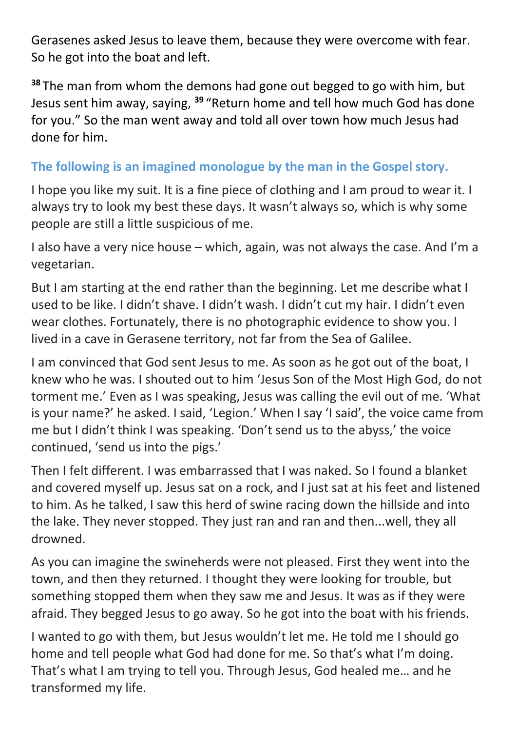Gerasenes asked Jesus to leave them, because they were overcome with fear. So he got into the boat and left.

[38] The man from whom the demons had gone out begged to go with him, but Jesus sent him away, saying, [39] "Return home and tell how much God has done for you." So the man went away and told all over town how much Jesus had done for him.

### The following is an imagined monologue by the man in the Gospel story.

I hope you like my suit. It is a fine piece of clothing and I am proud to wear it. I always try to look my best these days. It wasn't always so, which is why some people are still a little suspicious of me.

I also have a very nice house – which, again, was not always the case. And I'm a vegetarian.

But I am starting at the end rather than the beginning. Let me describe what I used to be like. I didn't shave. I didn't wash. I didn't cut my hair. I didn't even wear clothes. Fortunately, there is no photographic evidence to show you. I lived in a cave in Gerasene territory, not far from the Sea of Galilee.

I am convinced that God sent Jesus to me. As soon as he got out of the boat, I knew who he was. I shouted out to him 'Jesus Son of the Most High God, do not torment me.' Even as I was speaking, Jesus was calling the evil out of me. 'What is your name?' he asked. I said, 'Legion.' When I say 'I said', the voice came from me but I didn't think I was speaking. 'Don't send us to the abyss,' the voice continued, 'send us into the pigs.'

Then I felt different. I was embarrassed that I was naked. So I found a blanket and covered myself up. Jesus sat on a rock, and I just sat at his feet and listened to him. As he talked, I saw this herd of swine racing down the hillside and into the lake. They never stopped. They just ran and ran and then...well, they all drowned.

As you can imagine the swineherds were not pleased. First they went into the town, and then they returned. I thought they were looking for trouble, but something stopped them when they saw me and Jesus. It was as if they were afraid. They begged Jesus to go away. So he got into the boat with his friends.

I wanted to go with them, but Jesus wouldn't let me. He told me I should go home and tell people what God had done for me. So that's what I'm doing. That's what I am trying to tell you. Through Jesus, God healed me… and he transformed my life.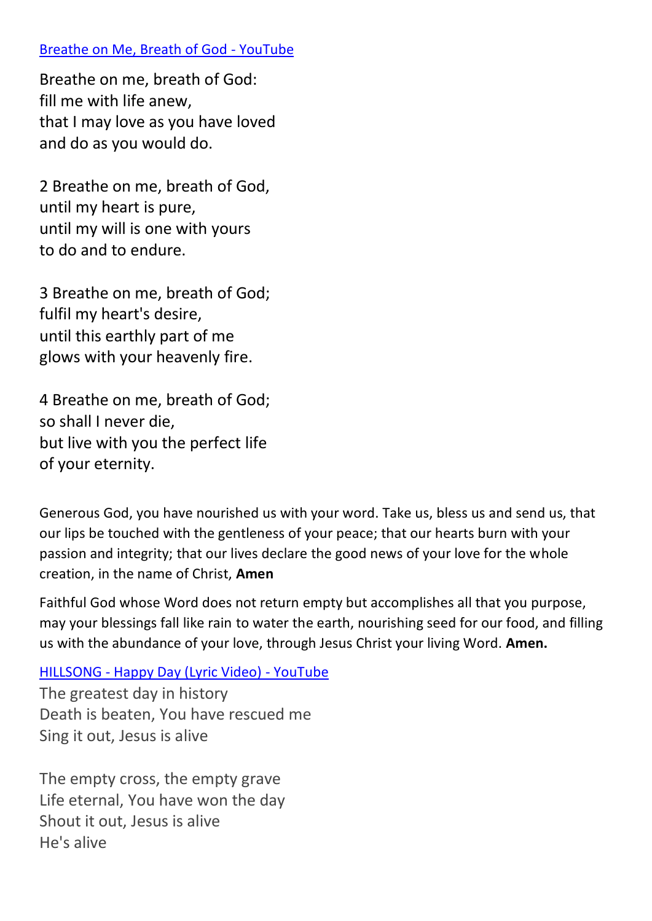[Breathe on Me, Breath of God - YouTube]

Breathe on me, breath of God:  
fill me with life anew,  
that I may love as you have loved  
and do as you would do.

2 Breathe on me, breath of God,  
until my heart is pure,  
until my will is one with yours  
to do and to endure.

3 Breathe on me, breath of God;  
fulfil my heart's desire,  
until this earthly part of me  
glows with your heavenly fire.

4 Breathe on me, breath of God;  
so shall I never die,  
but live with you the perfect life  
of your eternity.

Generous God, you have nourished us with your word. Take us, bless us and send us, that our lips be touched with the gentleness of your peace; that our hearts burn with your passion and integrity; that our lives declare the good news of your love for the whole creation, in the name of Christ, **Amen**

Faithful God whose Word does not return empty but accomplishes all that you purpose, may your blessings fall like rain to water the earth, nourishing seed for our food, and filling us with the abundance of your love, through Jesus Christ your living Word. **Amen.**

[HILLSONG - Happy Day (Lyric Video) - YouTube]

The greatest day in history  
Death is beaten, You have rescued me  
Sing it out, Jesus is alive

The empty cross, the empty grave  
Life eternal, You have won the day  
Shout it out, Jesus is alive  
He's alive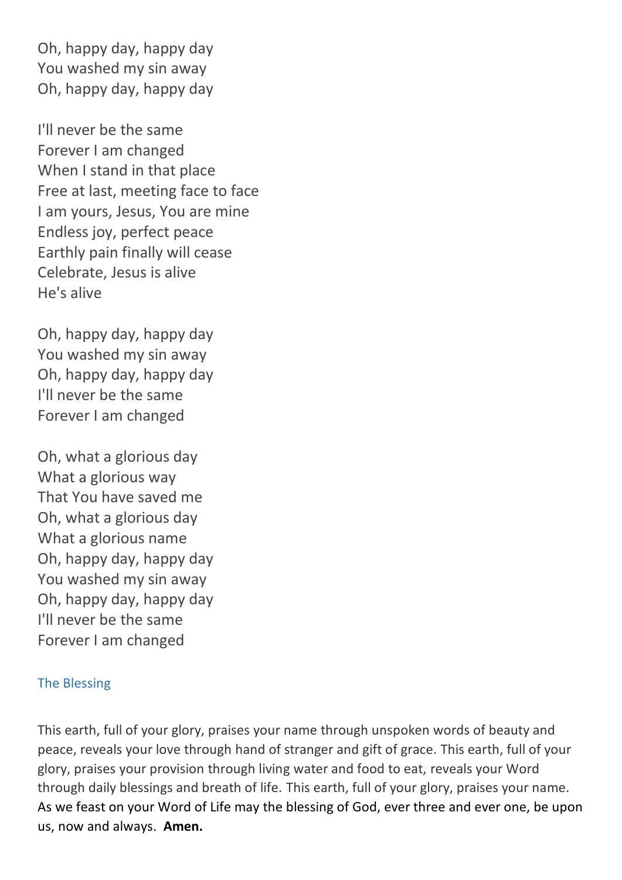Oh, happy day, happy day
You washed my sin away
Oh, happy day, happy day

I'll never be the same
Forever I am changed
When I stand in that place
Free at last, meeting face to face
I am yours, Jesus, You are mine
Endless joy, perfect peace
Earthly pain finally will cease
Celebrate, Jesus is alive
He's alive

Oh, happy day, happy day
You washed my sin away
Oh, happy day, happy day
I'll never be the same
Forever I am changed

Oh, what a glorious day
What a glorious way
That You have saved me
Oh, what a glorious day
What a glorious name
Oh, happy day, happy day
You washed my sin away
Oh, happy day, happy day
I'll never be the same
Forever I am changed

## The Blessing

This earth, full of your glory, praises your name through unspoken words of beauty and peace, reveals your love through hand of stranger and gift of grace. This earth, full of your glory, praises your provision through living water and food to eat, reveals your Word through daily blessings and breath of life. This earth, full of your glory, praises your name. As we feast on your Word of Life may the blessing of God, ever three and ever one, be upon us, now and always. **Amen.**